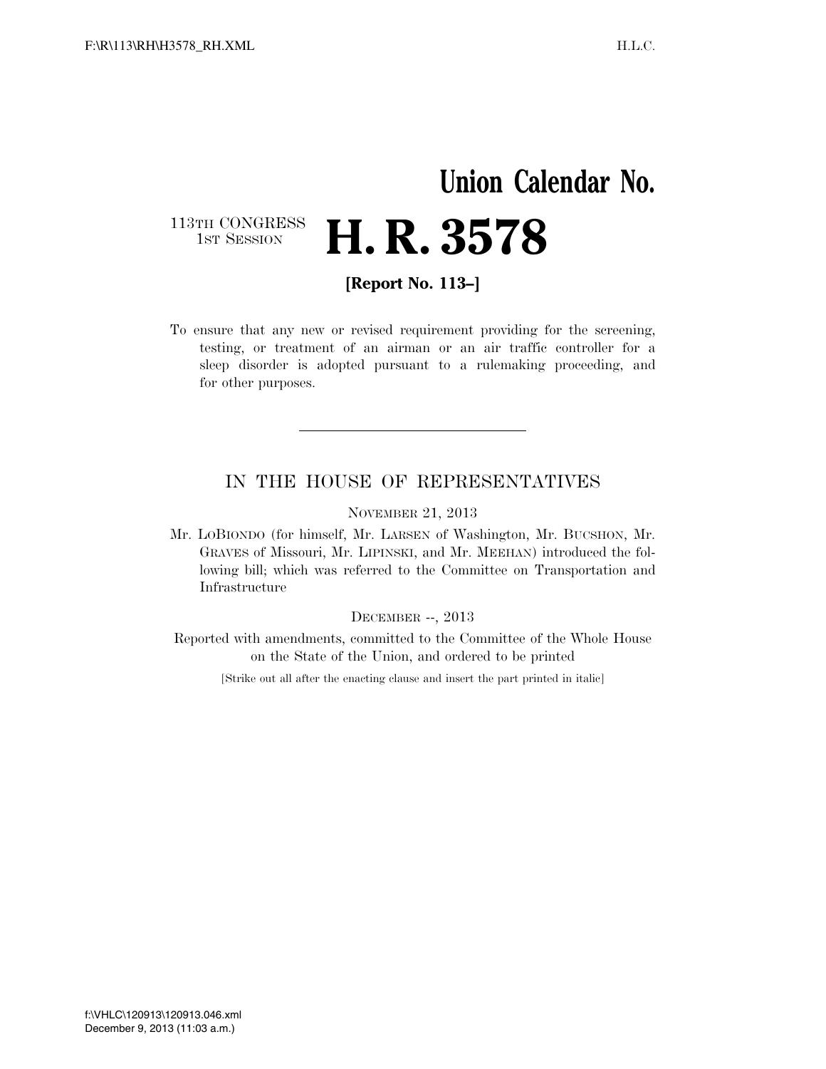# Union Calendar No.

113TH CONGRESS
1ST SESSION

# H. R. 3578

**[Report No. 113–]**

To ensure that any new or revised requirement providing for the screening, testing, or treatment of an airman or an air traffic controller for a sleep disorder is adopted pursuant to a rulemaking proceeding, and for other purposes.

---

## IN THE HOUSE OF REPRESENTATIVES

NOVEMBER 21, 2013

Mr. LOBIONDO (for himself, Mr. LARSEN of Washington, Mr. BUCSHON, Mr. GRAVES of Missouri, Mr. LIPINSKI, and Mr. MEEHAN) introduced the following bill; which was referred to the Committee on Transportation and Infrastructure

DECEMBER --, 2013

Reported with amendments, committed to the Committee of the Whole House on the State of the Union, and ordered to be printed

[Strike out all after the enacting clause and insert the part printed in italic]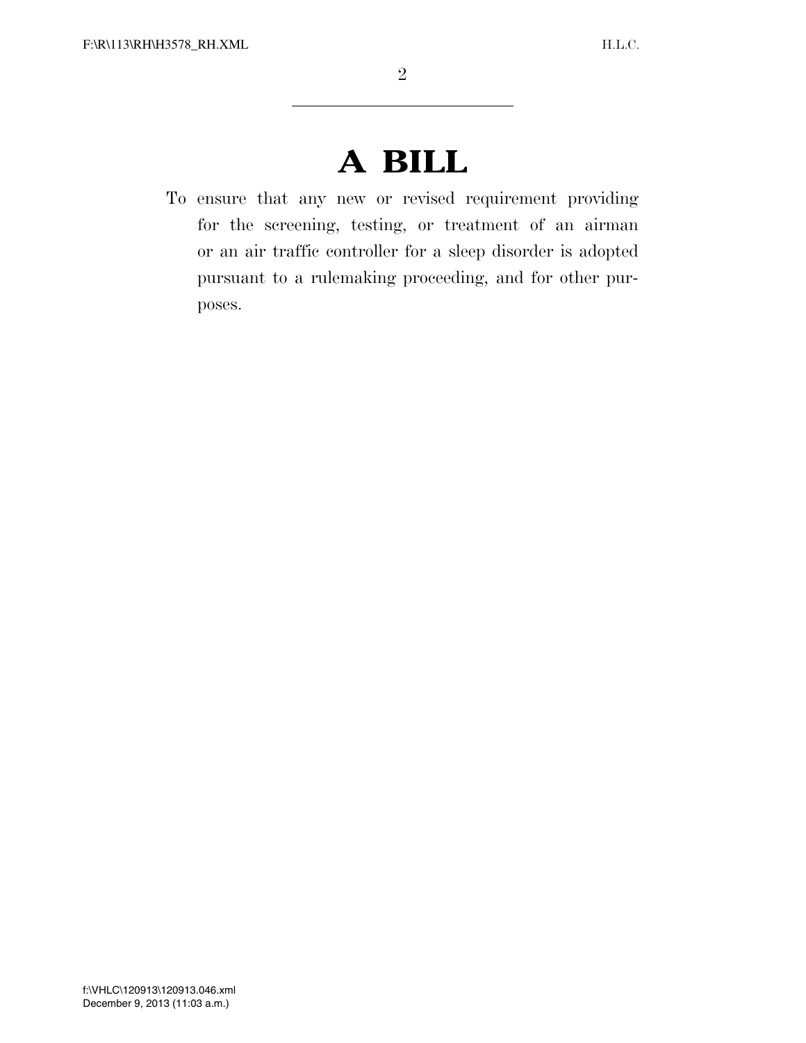# A BILL

To ensure that any new or revised requirement providing for the screening, testing, or treatment of an airman or an air traffic controller for a sleep disorder is adopted pursuant to a rulemaking proceeding, and for other purposes.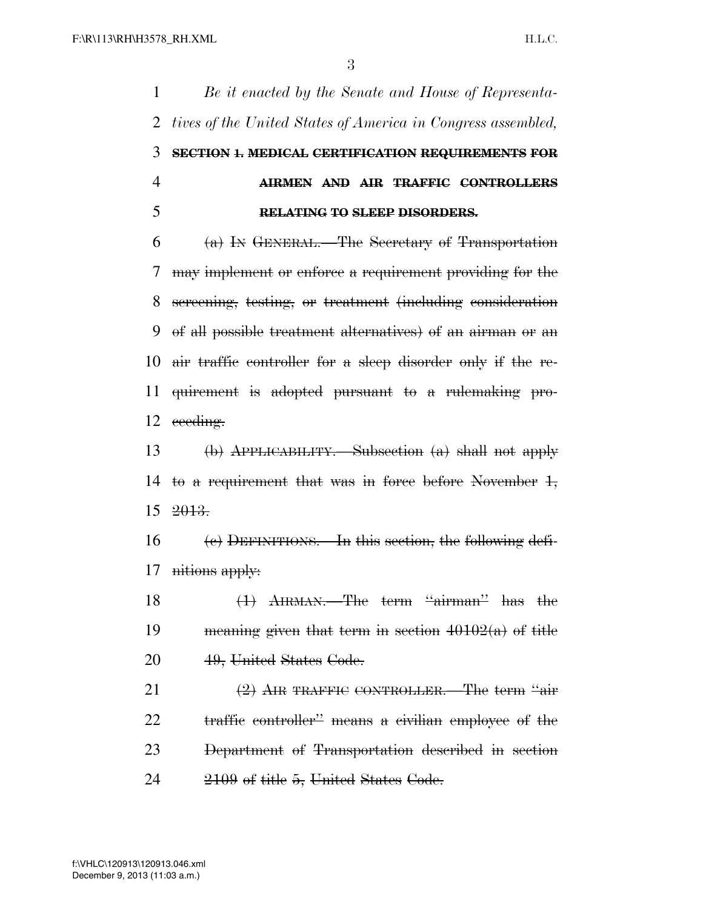*Be it enacted by the Senate and House of Representatives of the United States of America in Congress assembled,*

~~**SECTION 1. MEDICAL CERTIFICATION REQUIREMENTS FOR AIRMEN AND AIR TRAFFIC CONTROLLERS RELATING TO SLEEP DISORDERS.**~~

~~(a) IN GENERAL.—The Secretary of Transportation may implement or enforce a requirement providing for the screening, testing, or treatment (including consideration of all possible treatment alternatives) of an airman or an air traffic controller for a sleep disorder only if the requirement is adopted pursuant to a rulemaking proceeding.~~

~~(b) APPLICABILITY.—Subsection (a) shall not apply to a requirement that was in force before November 1, 2013.~~

~~(c) DEFINITIONS.—In this section, the following definitions apply:~~

~~(1) AIRMAN.—The term "airman" has the meaning given that term in section 40102(a) of title 49, United States Code.~~

~~(2) AIR TRAFFIC CONTROLLER.—The term "air traffic controller" means a civilian employee of the Department of Transportation described in section 2109 of title 5, United States Code.~~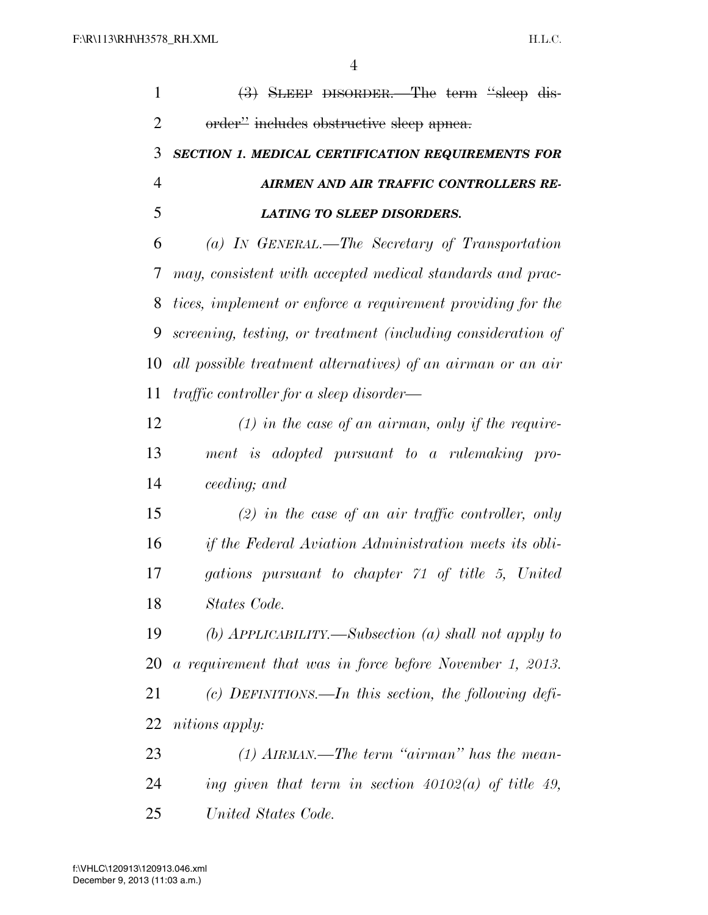~~(3) SLEEP DISORDER.—The term "sleep disorder" includes obstructive sleep apnea.~~

***SECTION 1. MEDICAL CERTIFICATION REQUIREMENTS FOR AIRMEN AND AIR TRAFFIC CONTROLLERS RELATING TO SLEEP DISORDERS.***

*(a) IN GENERAL.—The Secretary of Transportation may, consistent with accepted medical standards and practices, implement or enforce a requirement providing for the screening, testing, or treatment (including consideration of all possible treatment alternatives) of an airman or an air traffic controller for a sleep disorder—*

*(1) in the case of an airman, only if the requirement is adopted pursuant to a rulemaking proceeding; and*

*(2) in the case of an air traffic controller, only if the Federal Aviation Administration meets its obligations pursuant to chapter 71 of title 5, United States Code.*

*(b) APPLICABILITY.—Subsection (a) shall not apply to a requirement that was in force before November 1, 2013.*

*(c) DEFINITIONS.—In this section, the following definitions apply:*

*(1) AIRMAN.—The term "airman" has the meaning given that term in section 40102(a) of title 49, United States Code.*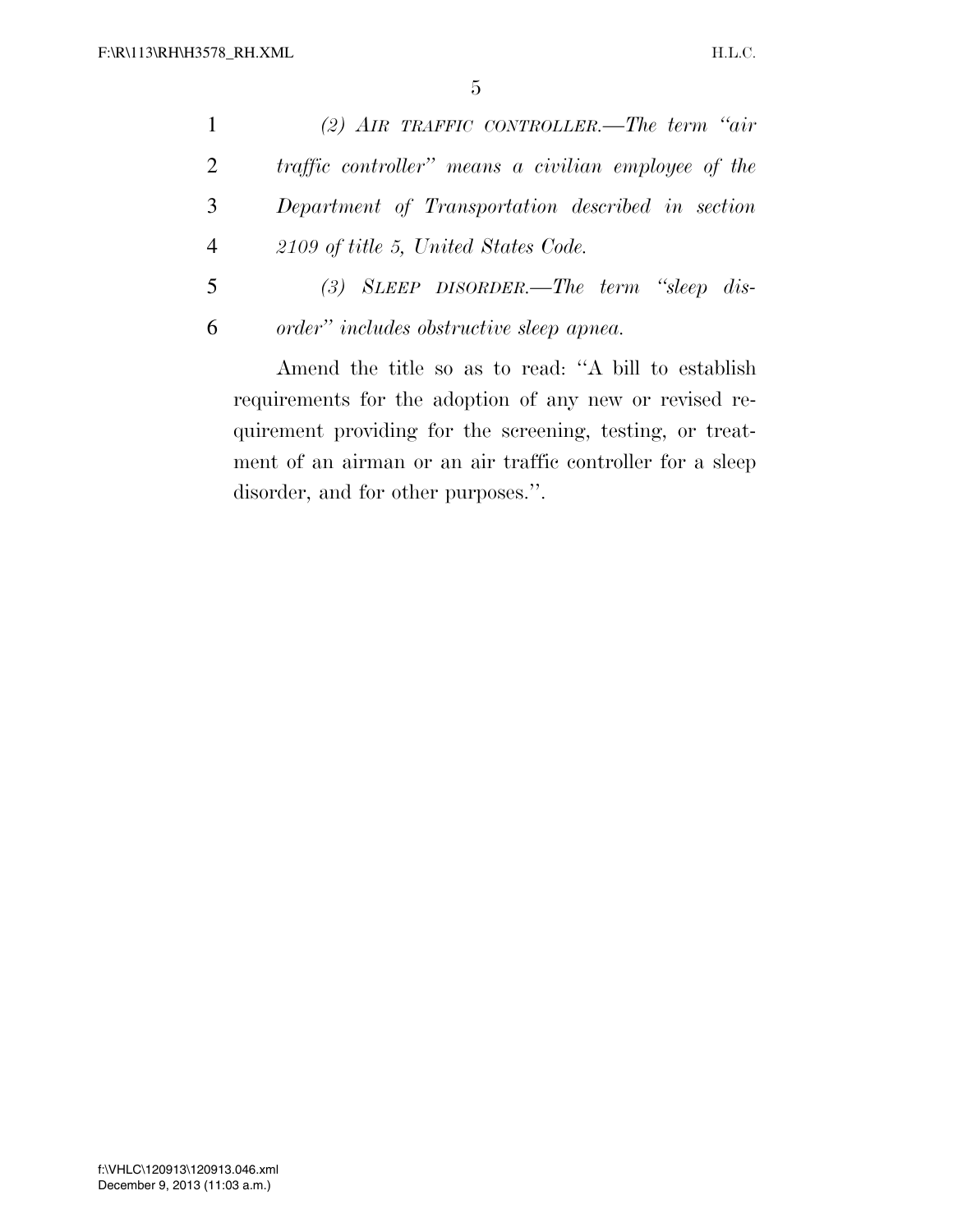*(2) AIR TRAFFIC CONTROLLER.—The term ''air traffic controller'' means a civilian employee of the Department of Transportation described in section 2109 of title 5, United States Code.*

*(3) SLEEP DISORDER.—The term ''sleep disorder'' includes obstructive sleep apnea.*

Amend the title so as to read: ''A bill to establish requirements for the adoption of any new or revised requirement providing for the screening, testing, or treatment of an airman or an air traffic controller for a sleep disorder, and for other purposes.''.